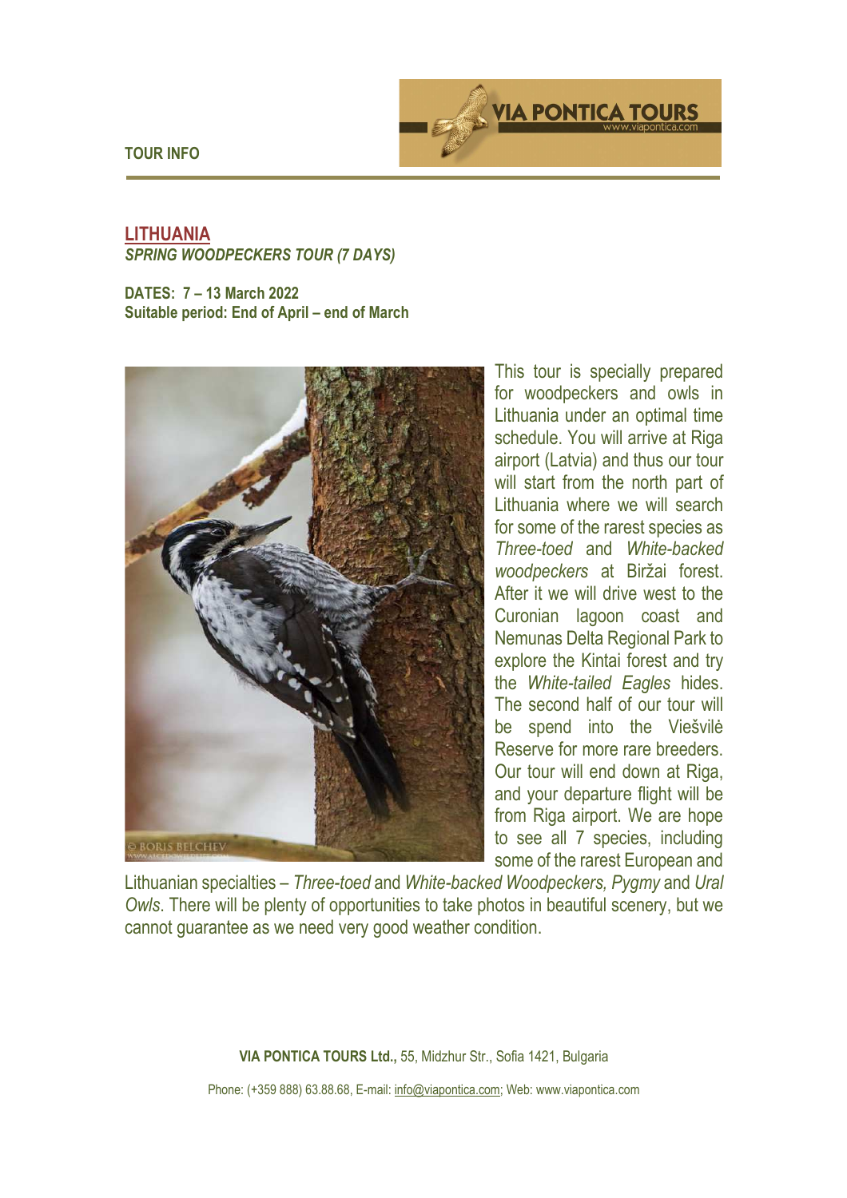**TOUR INFO**

## LITHUANIA

***SPRING WOODPECKERS TOUR (7 DAYS)***

**DATES: 7 – 13 March 2022**
**Suitable period: End of April – end of March**

This tour is specially prepared for woodpeckers and owls in Lithuania under an optimal time schedule. You will arrive at Riga airport (Latvia) and thus our tour will start from the north part of Lithuania where we will search for some of the rarest species as *Three-toed* and *White-backed woodpeckers* at Biržai forest. After it we will drive west to the Curonian lagoon coast and Nemunas Delta Regional Park to explore the Kintai forest and try the *White-tailed Eagles* hides. The second half of our tour will be spend into the Viešvilė Reserve for more rare breeders. Our tour will end down at Riga, and your departure flight will be from Riga airport. We are hope to see all 7 species, including some of the rarest European and Lithuanian specialties – *Three-toed* and *White-backed Woodpeckers, Pygmy* and *Ural Owls*. There will be plenty of opportunities to take photos in beautiful scenery, but we cannot guarantee as we need very good weather condition.

**VIA PONTICA TOURS Ltd.,** 55, Midzhur Str., Sofia 1421, Bulgaria

Phone: (+359 888) 63.88.68, E-mail: info@viapontica.com; Web: www.viapontica.com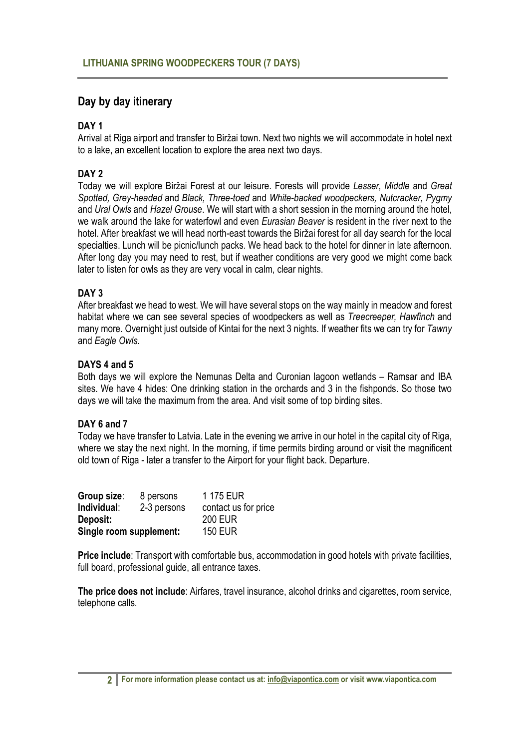## LITHUANIA SPRING WOODPECKERS TOUR (7 DAYS)

# Day by day itinerary

### DAY 1

Arrival at Riga airport and transfer to Biržai town. Next two nights we will accommodate in hotel next to a lake, an excellent location to explore the area next two days.

### DAY 2

Today we will explore Biržai Forest at our leisure. Forests will provide *Lesser, Middle* and *Great Spotted, Grey-headed* and *Black, Three-toed* and *White-backed woodpeckers, Nutcracker, Pygmy* and *Ural Owls* and *Hazel Grouse*. We will start with a short session in the morning around the hotel, we walk around the lake for waterfowl and even *Eurasian Beaver* is resident in the river next to the hotel. After breakfast we will head north-east towards the Biržai forest for all day search for the local specialties. Lunch will be picnic/lunch packs. We head back to the hotel for dinner in late afternoon. After long day you may need to rest, but if weather conditions are very good we might come back later to listen for owls as they are very vocal in calm, clear nights.

### DAY 3

After breakfast we head to west. We will have several stops on the way mainly in meadow and forest habitat where we can see several species of woodpeckers as well as *Treecreeper, Hawfinch* and many more. Overnight just outside of Kintai for the next 3 nights. If weather fits we can try for *Tawny* and *Eagle Owls.*

### DAYS 4 and 5

Both days we will explore the Nemunas Delta and Curonian lagoon wetlands – Ramsar and IBA sites. We have 4 hides: One drinking station in the orchards and 3 in the fishponds. So those two days we will take the maximum from the area. And visit some of top birding sites.

### DAY 6 and 7

Today we have transfer to Latvia. Late in the evening we arrive in our hotel in the capital city of Riga, where we stay the next night. In the morning, if time permits birding around or visit the magnificent old town of Riga - later a transfer to the Airport for your flight back. Departure.

| | | |
|---|---|---|
| **Group size**: | 8 persons | 1 175 EUR |
| **Individual**: | 2-3 persons | contact us for price |
| **Deposit:** | | 200 EUR |
| **Single room supplement:** | | 150 EUR |

**Price include**: Transport with comfortable bus, accommodation in good hotels with private facilities, full board, professional guide, all entrance taxes.

**The price does not include**: Airfares, travel insurance, alcohol drinks and cigarettes, room service, telephone calls.